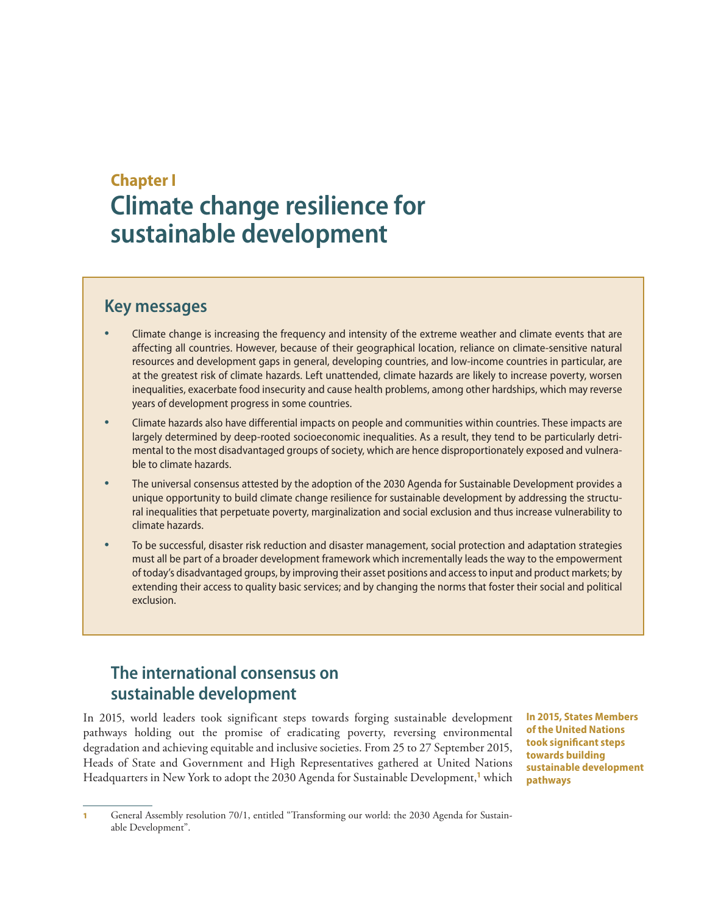# Chapter I

# Climate change resilience for sustainable development

## Key messages

- Climate change is increasing the frequency and intensity of the extreme weather and climate events that are affecting all countries. However, because of their geographical location, reliance on climate-sensitive natural resources and development gaps in general, developing countries, and low-income countries in particular, are at the greatest risk of climate hazards. Left unattended, climate hazards are likely to increase poverty, worsen inequalities, exacerbate food insecurity and cause health problems, among other hardships, which may reverse years of development progress in some countries.
- Climate hazards also have differential impacts on people and communities within countries. These impacts are largely determined by deep-rooted socioeconomic inequalities. As a result, they tend to be particularly detrimental to the most disadvantaged groups of society, which are hence disproportionately exposed and vulnerable to climate hazards.
- The universal consensus attested by the adoption of the 2030 Agenda for Sustainable Development provides a unique opportunity to build climate change resilience for sustainable development by addressing the structural inequalities that perpetuate poverty, marginalization and social exclusion and thus increase vulnerability to climate hazards.
- To be successful, disaster risk reduction and disaster management, social protection and adaptation strategies must all be part of a broader development framework which incrementally leads the way to the empowerment of today's disadvantaged groups, by improving their asset positions and access to input and product markets; by extending their access to quality basic services; and by changing the norms that foster their social and political exclusion.

## The international consensus on sustainable development

**In 2015, States Members of the United Nations took significant steps towards building sustainable development pathways**

In 2015, world leaders took significant steps towards forging sustainable development pathways holding out the promise of eradicating poverty, reversing environmental degradation and achieving equitable and inclusive societies. From 25 to 27 September 2015, Heads of State and Government and High Representatives gathered at United Nations Headquarters in New York to adopt the 2030 Agenda for Sustainable Development,[1] which

[1] General Assembly resolution 70/1, entitled "Transforming our world: the 2030 Agenda for Sustainable Development".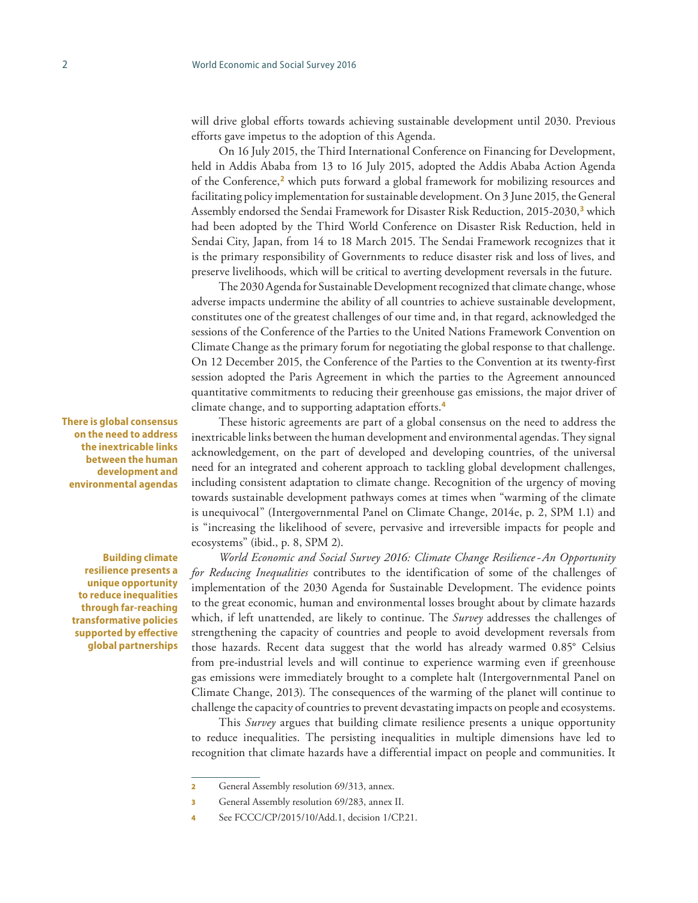will drive global efforts towards achieving sustainable development until 2030. Previous efforts gave impetus to the adoption of this Agenda.

On 16 July 2015, the Third International Conference on Financing for Development, held in Addis Ababa from 13 to 16 July 2015, adopted the Addis Ababa Action Agenda of the Conference,[2] which puts forward a global framework for mobilizing resources and facilitating policy implementation for sustainable development. On 3 June 2015, the General Assembly endorsed the Sendai Framework for Disaster Risk Reduction, 2015-2030,[3] which had been adopted by the Third World Conference on Disaster Risk Reduction, held in Sendai City, Japan, from 14 to 18 March 2015. The Sendai Framework recognizes that it is the primary responsibility of Governments to reduce disaster risk and loss of lives, and preserve livelihoods, which will be critical to averting development reversals in the future.

The 2030 Agenda for Sustainable Development recognized that climate change, whose adverse impacts undermine the ability of all countries to achieve sustainable development, constitutes one of the greatest challenges of our time and, in that regard, acknowledged the sessions of the Conference of the Parties to the United Nations Framework Convention on Climate Change as the primary forum for negotiating the global response to that challenge. On 12 December 2015, the Conference of the Parties to the Convention at its twenty-first session adopted the Paris Agreement in which the parties to the Agreement announced quantitative commitments to reducing their greenhouse gas emissions, the major driver of climate change, and to supporting adaptation efforts.[4]

**There is global consensus on the need to address the inextricable links between the human development and environmental agendas**

These historic agreements are part of a global consensus on the need to address the inextricable links between the human development and environmental agendas. They signal acknowledgement, on the part of developed and developing countries, of the universal need for an integrated and coherent approach to tackling global development challenges, including consistent adaptation to climate change. Recognition of the urgency of moving towards sustainable development pathways comes at times when "warming of the climate is unequivocal" (Intergovernmental Panel on Climate Change, 2014e, p. 2, SPM 1.1) and is "increasing the likelihood of severe, pervasive and irreversible impacts for people and ecosystems" (ibid., p. 8, SPM 2).

**Building climate resilience presents a unique opportunity to reduce inequalities through far-reaching transformative policies supported by effective global partnerships**

*World Economic and Social Survey 2016: Climate Change Resilience - An Opportunity for Reducing Inequalities* contributes to the identification of some of the challenges of implementation of the 2030 Agenda for Sustainable Development. The evidence points to the great economic, human and environmental losses brought about by climate hazards which, if left unattended, are likely to continue. The *Survey* addresses the challenges of strengthening the capacity of countries and people to avoid development reversals from those hazards. Recent data suggest that the world has already warmed 0.85° Celsius from pre-industrial levels and will continue to experience warming even if greenhouse gas emissions were immediately brought to a complete halt (Intergovernmental Panel on Climate Change, 2013). The consequences of the warming of the planet will continue to challenge the capacity of countries to prevent devastating impacts on people and ecosystems.

This *Survey* argues that building climate resilience presents a unique opportunity to reduce inequalities. The persisting inequalities in multiple dimensions have led to recognition that climate hazards have a differential impact on people and communities. It

---

2 General Assembly resolution 69/313, annex.

3 General Assembly resolution 69/283, annex II.

4 See FCCC/CP/2015/10/Add.1, decision 1/CP.21.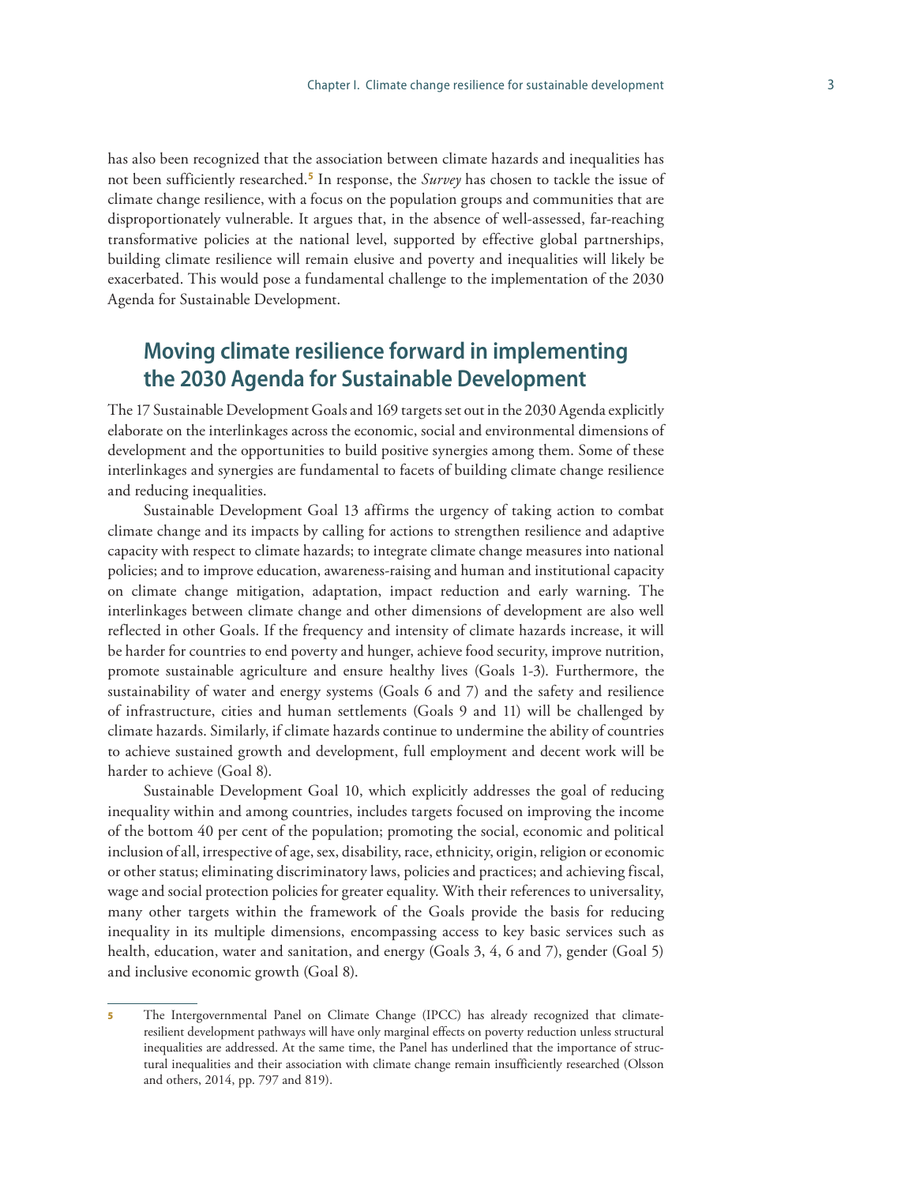has also been recognized that the association between climate hazards and inequalities has not been sufficiently researched.[5] In response, the *Survey* has chosen to tackle the issue of climate change resilience, with a focus on the population groups and communities that are disproportionately vulnerable. It argues that, in the absence of well-assessed, far-reaching transformative policies at the national level, supported by effective global partnerships, building climate resilience will remain elusive and poverty and inequalities will likely be exacerbated. This would pose a fundamental challenge to the implementation of the 2030 Agenda for Sustainable Development.

## Moving climate resilience forward in implementing the 2030 Agenda for Sustainable Development

The 17 Sustainable Development Goals and 169 targets set out in the 2030 Agenda explicitly elaborate on the interlinkages across the economic, social and environmental dimensions of development and the opportunities to build positive synergies among them. Some of these interlinkages and synergies are fundamental to facets of building climate change resilience and reducing inequalities.

Sustainable Development Goal 13 affirms the urgency of taking action to combat climate change and its impacts by calling for actions to strengthen resilience and adaptive capacity with respect to climate hazards; to integrate climate change measures into national policies; and to improve education, awareness-raising and human and institutional capacity on climate change mitigation, adaptation, impact reduction and early warning. The interlinkages between climate change and other dimensions of development are also well reflected in other Goals. If the frequency and intensity of climate hazards increase, it will be harder for countries to end poverty and hunger, achieve food security, improve nutrition, promote sustainable agriculture and ensure healthy lives (Goals 1-3). Furthermore, the sustainability of water and energy systems (Goals 6 and 7) and the safety and resilience of infrastructure, cities and human settlements (Goals 9 and 11) will be challenged by climate hazards. Similarly, if climate hazards continue to undermine the ability of countries to achieve sustained growth and development, full employment and decent work will be harder to achieve (Goal 8).

Sustainable Development Goal 10, which explicitly addresses the goal of reducing inequality within and among countries, includes targets focused on improving the income of the bottom 40 per cent of the population; promoting the social, economic and political inclusion of all, irrespective of age, sex, disability, race, ethnicity, origin, religion or economic or other status; eliminating discriminatory laws, policies and practices; and achieving fiscal, wage and social protection policies for greater equality. With their references to universality, many other targets within the framework of the Goals provide the basis for reducing inequality in its multiple dimensions, encompassing access to key basic services such as health, education, water and sanitation, and energy (Goals 3, 4, 6 and 7), gender (Goal 5) and inclusive economic growth (Goal 8).

---

[5] The Intergovernmental Panel on Climate Change (IPCC) has already recognized that climate-resilient development pathways will have only marginal effects on poverty reduction unless structural inequalities are addressed. At the same time, the Panel has underlined that the importance of structural inequalities and their association with climate change remain insufficiently researched (Olsson and others, 2014, pp. 797 and 819).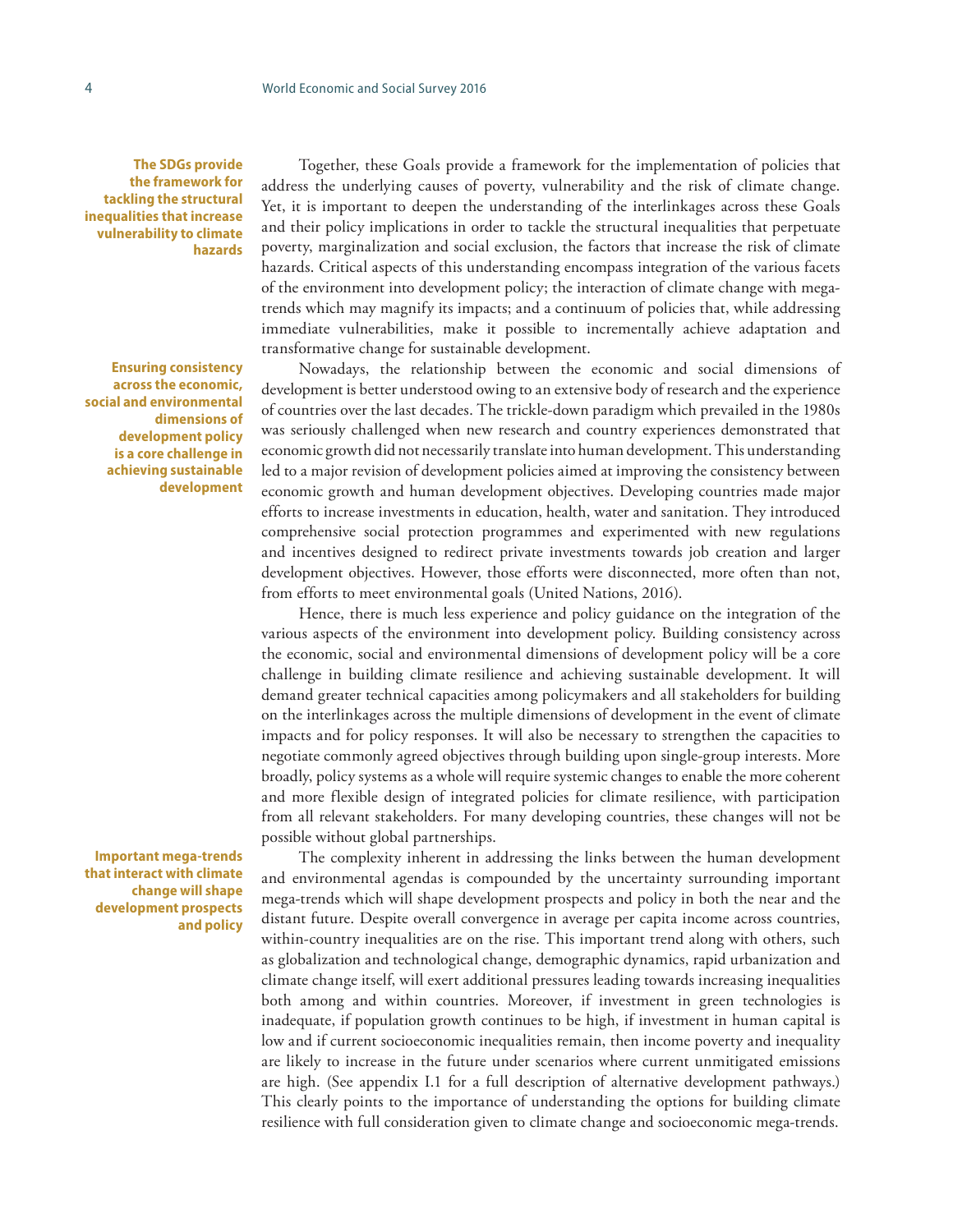**The SDGs provide the framework for tackling the structural inequalities that increase vulnerability to climate hazards**

Together, these Goals provide a framework for the implementation of policies that address the underlying causes of poverty, vulnerability and the risk of climate change. Yet, it is important to deepen the understanding of the interlinkages across these Goals and their policy implications in order to tackle the structural inequalities that perpetuate poverty, marginalization and social exclusion, the factors that increase the risk of climate hazards. Critical aspects of this understanding encompass integration of the various facets of the environment into development policy; the interaction of climate change with mega-trends which may magnify its impacts; and a continuum of policies that, while addressing immediate vulnerabilities, make it possible to incrementally achieve adaptation and transformative change for sustainable development.

**Ensuring consistency across the economic, social and environmental dimensions of development policy is a core challenge in achieving sustainable development**

Nowadays, the relationship between the economic and social dimensions of development is better understood owing to an extensive body of research and the experience of countries over the last decades. The trickle-down paradigm which prevailed in the 1980s was seriously challenged when new research and country experiences demonstrated that economic growth did not necessarily translate into human development. This understanding led to a major revision of development policies aimed at improving the consistency between economic growth and human development objectives. Developing countries made major efforts to increase investments in education, health, water and sanitation. They introduced comprehensive social protection programmes and experimented with new regulations and incentives designed to redirect private investments towards job creation and larger development objectives. However, those efforts were disconnected, more often than not, from efforts to meet environmental goals (United Nations, 2016).

Hence, there is much less experience and policy guidance on the integration of the various aspects of the environment into development policy. Building consistency across the economic, social and environmental dimensions of development policy will be a core challenge in building climate resilience and achieving sustainable development. It will demand greater technical capacities among policymakers and all stakeholders for building on the interlinkages across the multiple dimensions of development in the event of climate impacts and for policy responses. It will also be necessary to strengthen the capacities to negotiate commonly agreed objectives through building upon single-group interests. More broadly, policy systems as a whole will require systemic changes to enable the more coherent and more flexible design of integrated policies for climate resilience, with participation from all relevant stakeholders. For many developing countries, these changes will not be possible without global partnerships.

**Important mega-trends that interact with climate change will shape development prospects and policy**

The complexity inherent in addressing the links between the human development and environmental agendas is compounded by the uncertainty surrounding important mega-trends which will shape development prospects and policy in both the near and the distant future. Despite overall convergence in average per capita income across countries, within-country inequalities are on the rise. This important trend along with others, such as globalization and technological change, demographic dynamics, rapid urbanization and climate change itself, will exert additional pressures leading towards increasing inequalities both among and within countries. Moreover, if investment in green technologies is inadequate, if population growth continues to be high, if investment in human capital is low and if current socioeconomic inequalities remain, then income poverty and inequality are likely to increase in the future under scenarios where current unmitigated emissions are high. (See appendix I.1 for a full description of alternative development pathways.) This clearly points to the importance of understanding the options for building climate resilience with full consideration given to climate change and socioeconomic mega-trends.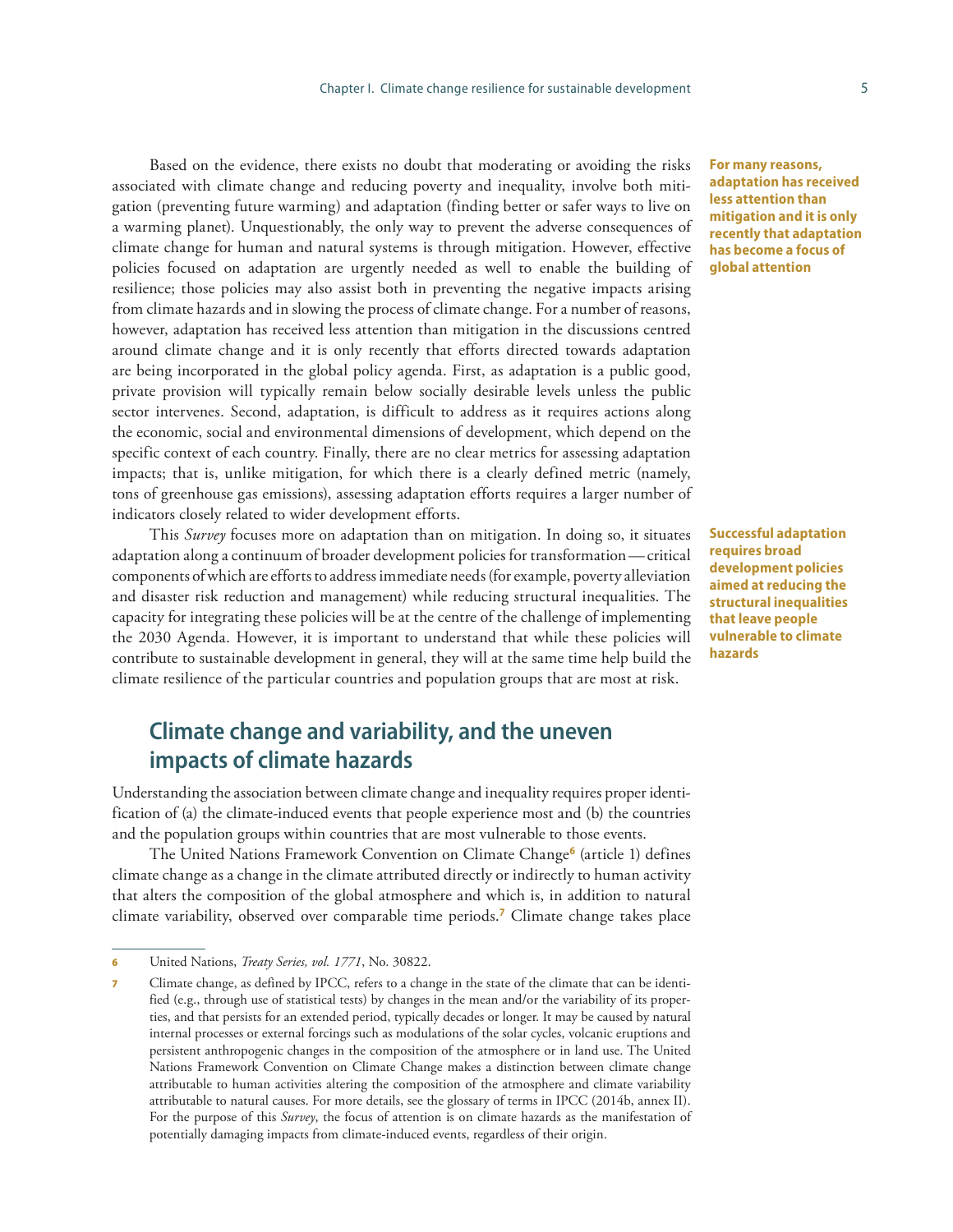**For many reasons, adaptation has received less attention than mitigation and it is only recently that adaptation has become a focus of global attention**

Based on the evidence, there exists no doubt that moderating or avoiding the risks associated with climate change and reducing poverty and inequality, involve both mitigation (preventing future warming) and adaptation (finding better or safer ways to live on a warming planet). Unquestionably, the only way to prevent the adverse consequences of climate change for human and natural systems is through mitigation. However, effective policies focused on adaptation are urgently needed as well to enable the building of resilience; those policies may also assist both in preventing the negative impacts arising from climate hazards and in slowing the process of climate change. For a number of reasons, however, adaptation has received less attention than mitigation in the discussions centred around climate change and it is only recently that efforts directed towards adaptation are being incorporated in the global policy agenda. First, as adaptation is a public good, private provision will typically remain below socially desirable levels unless the public sector intervenes. Second, adaptation, is difficult to address as it requires actions along the economic, social and environmental dimensions of development, which depend on the specific context of each country. Finally, there are no clear metrics for assessing adaptation impacts; that is, unlike mitigation, for which there is a clearly defined metric (namely, tons of greenhouse gas emissions), assessing adaptation efforts requires a larger number of indicators closely related to wider development efforts.

**Successful adaptation requires broad development policies aimed at reducing the structural inequalities that leave people vulnerable to climate hazards**

This *Survey* focuses more on adaptation than on mitigation. In doing so, it situates adaptation along a continuum of broader development policies for transformation — critical components of which are efforts to address immediate needs (for example, poverty alleviation and disaster risk reduction and management) while reducing structural inequalities. The capacity for integrating these policies will be at the centre of the challenge of implementing the 2030 Agenda. However, it is important to understand that while these policies will contribute to sustainable development in general, they will at the same time help build the climate resilience of the particular countries and population groups that are most at risk.

## Climate change and variability, and the uneven impacts of climate hazards

Understanding the association between climate change and inequality requires proper identification of (a) the climate-induced events that people experience most and (b) the countries and the population groups within countries that are most vulnerable to those events.

The United Nations Framework Convention on Climate Change[6] (article 1) defines climate change as a change in the climate attributed directly or indirectly to human activity that alters the composition of the global atmosphere and which is, in addition to natural climate variability, observed over comparable time periods.[7] Climate change takes place

---

6 United Nations, *Treaty Series, vol. 1771*, No. 30822.

7 Climate change, as defined by IPCC, refers to a change in the state of the climate that can be identified (e.g., through use of statistical tests) by changes in the mean and/or the variability of its properties, and that persists for an extended period, typically decades or longer. It may be caused by natural internal processes or external forcings such as modulations of the solar cycles, volcanic eruptions and persistent anthropogenic changes in the composition of the atmosphere or in land use. The United Nations Framework Convention on Climate Change makes a distinction between climate change attributable to human activities altering the composition of the atmosphere and climate variability attributable to natural causes. For more details, see the glossary of terms in IPCC (2014b, annex II). For the purpose of this *Survey*, the focus of attention is on climate hazards as the manifestation of potentially damaging impacts from climate-induced events, regardless of their origin.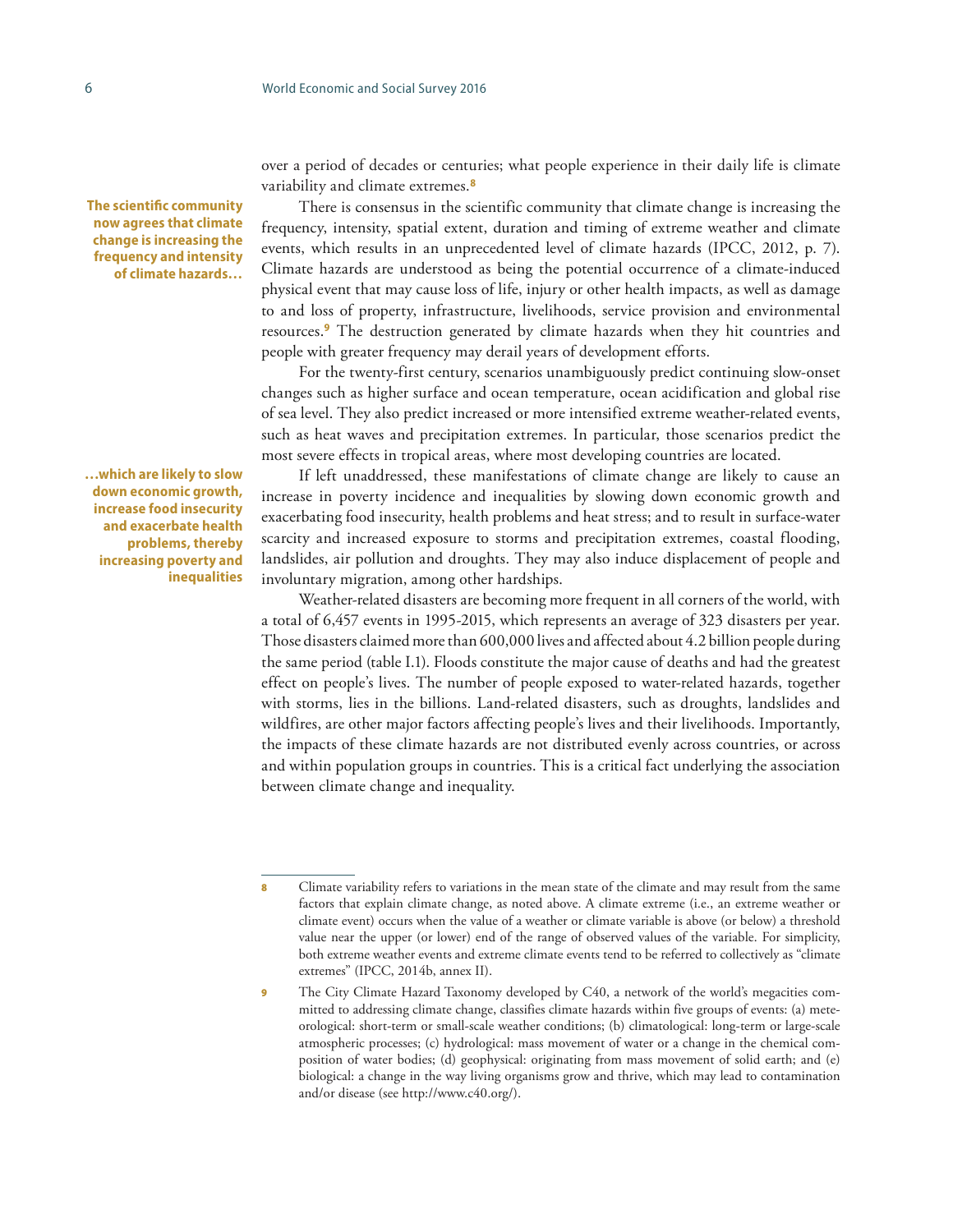over a period of decades or centuries; what people experience in their daily life is climate variability and climate extremes.[8]

**The scientific community now agrees that climate change is increasing the frequency and intensity of climate hazards…**

There is consensus in the scientific community that climate change is increasing the frequency, intensity, spatial extent, duration and timing of extreme weather and climate events, which results in an unprecedented level of climate hazards (IPCC, 2012, p. 7). Climate hazards are understood as being the potential occurrence of a climate-induced physical event that may cause loss of life, injury or other health impacts, as well as damage to and loss of property, infrastructure, livelihoods, service provision and environmental resources.[9] The destruction generated by climate hazards when they hit countries and people with greater frequency may derail years of development efforts.

For the twenty-first century, scenarios unambiguously predict continuing slow-onset changes such as higher surface and ocean temperature, ocean acidification and global rise of sea level. They also predict increased or more intensified extreme weather-related events, such as heat waves and precipitation extremes. In particular, those scenarios predict the most severe effects in tropical areas, where most developing countries are located.

**…which are likely to slow down economic growth, increase food insecurity and exacerbate health problems, thereby increasing poverty and inequalities**

If left unaddressed, these manifestations of climate change are likely to cause an increase in poverty incidence and inequalities by slowing down economic growth and exacerbating food insecurity, health problems and heat stress; and to result in surface-water scarcity and increased exposure to storms and precipitation extremes, coastal flooding, landslides, air pollution and droughts. They may also induce displacement of people and involuntary migration, among other hardships.

Weather-related disasters are becoming more frequent in all corners of the world, with a total of 6,457 events in 1995-2015, which represents an average of 323 disasters per year. Those disasters claimed more than 600,000 lives and affected about 4.2 billion people during the same period (table I.1). Floods constitute the major cause of deaths and had the greatest effect on people's lives. The number of people exposed to water-related hazards, together with storms, lies in the billions. Land-related disasters, such as droughts, landslides and wildfires, are other major factors affecting people's lives and their livelihoods. Importantly, the impacts of these climate hazards are not distributed evenly across countries, or across and within population groups in countries. This is a critical fact underlying the association between climate change and inequality.

---

8 Climate variability refers to variations in the mean state of the climate and may result from the same factors that explain climate change, as noted above. A climate extreme (i.e., an extreme weather or climate event) occurs when the value of a weather or climate variable is above (or below) a threshold value near the upper (or lower) end of the range of observed values of the variable. For simplicity, both extreme weather events and extreme climate events tend to be referred to collectively as "climate extremes" (IPCC, 2014b, annex II).

9 The City Climate Hazard Taxonomy developed by C40, a network of the world's megacities committed to addressing climate change, classifies climate hazards within five groups of events: (a) meteorological: short-term or small-scale weather conditions; (b) climatological: long-term or large-scale atmospheric processes; (c) hydrological: mass movement of water or a change in the chemical composition of water bodies; (d) geophysical: originating from mass movement of solid earth; and (e) biological: a change in the way living organisms grow and thrive, which may lead to contamination and/or disease (see http://www.c40.org/).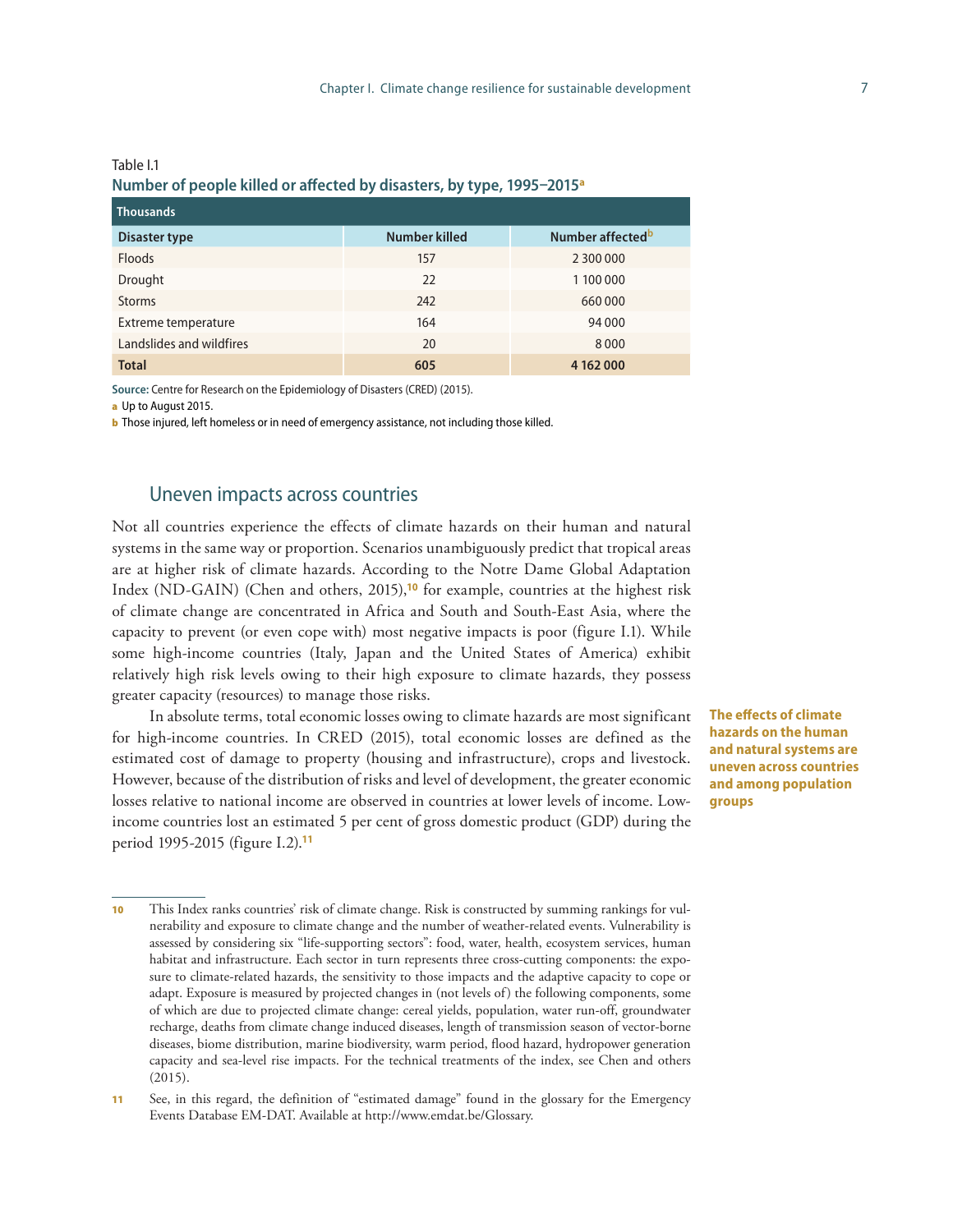Table I.1

**Number of people killed or affected by disasters, by type, 1995–2015[a]**

| Thousands | | |
|---|---|---|
| **Disaster type** | **Number killed** | **Number affected[b]** |
| Floods | 157 | 2 300 000 |
| Drought | 22 | 1 100 000 |
| Storms | 242 | 660 000 |
| Extreme temperature | 164 | 94 000 |
| Landslides and wildfires | 20 | 8 000 |
| **Total** | **605** | **4 162 000** |

**Source:** Centre for Research on the Epidemiology of Disasters (CRED) (2015).

a Up to August 2015.

b Those injured, left homeless or in need of emergency assistance, not including those killed.

## Uneven impacts across countries

Not all countries experience the effects of climate hazards on their human and natural systems in the same way or proportion. Scenarios unambiguously predict that tropical areas are at higher risk of climate hazards. According to the Notre Dame Global Adaptation Index (ND-GAIN) (Chen and others, 2015),[10] for example, countries at the highest risk of climate change are concentrated in Africa and South and South-East Asia, where the capacity to prevent (or even cope with) most negative impacts is poor (figure I.1). While some high-income countries (Italy, Japan and the United States of America) exhibit relatively high risk levels owing to their high exposure to climate hazards, they possess greater capacity (resources) to manage those risks.

**The effects of climate hazards on the human and natural systems are uneven across countries and among population groups**

In absolute terms, total economic losses owing to climate hazards are most significant for high-income countries. In CRED (2015), total economic losses are defined as the estimated cost of damage to property (housing and infrastructure), crops and livestock. However, because of the distribution of risks and level of development, the greater economic losses relative to national income are observed in countries at lower levels of income. Low-income countries lost an estimated 5 per cent of gross domestic product (GDP) during the period 1995-2015 (figure I.2).[11]

10 This Index ranks countries' risk of climate change. Risk is constructed by summing rankings for vulnerability and exposure to climate change and the number of weather-related events. Vulnerability is assessed by considering six "life-supporting sectors": food, water, health, ecosystem services, human habitat and infrastructure. Each sector in turn represents three cross-cutting components: the exposure to climate-related hazards, the sensitivity to those impacts and the adaptive capacity to cope or adapt. Exposure is measured by projected changes in (not levels of) the following components, some of which are due to projected climate change: cereal yields, population, water run-off, groundwater recharge, deaths from climate change induced diseases, length of transmission season of vector-borne diseases, biome distribution, marine biodiversity, warm period, flood hazard, hydropower generation capacity and sea-level rise impacts. For the technical treatments of the index, see Chen and others (2015).

11 See, in this regard, the definition of "estimated damage" found in the glossary for the Emergency Events Database EM-DAT. Available at http://www.emdat.be/Glossary.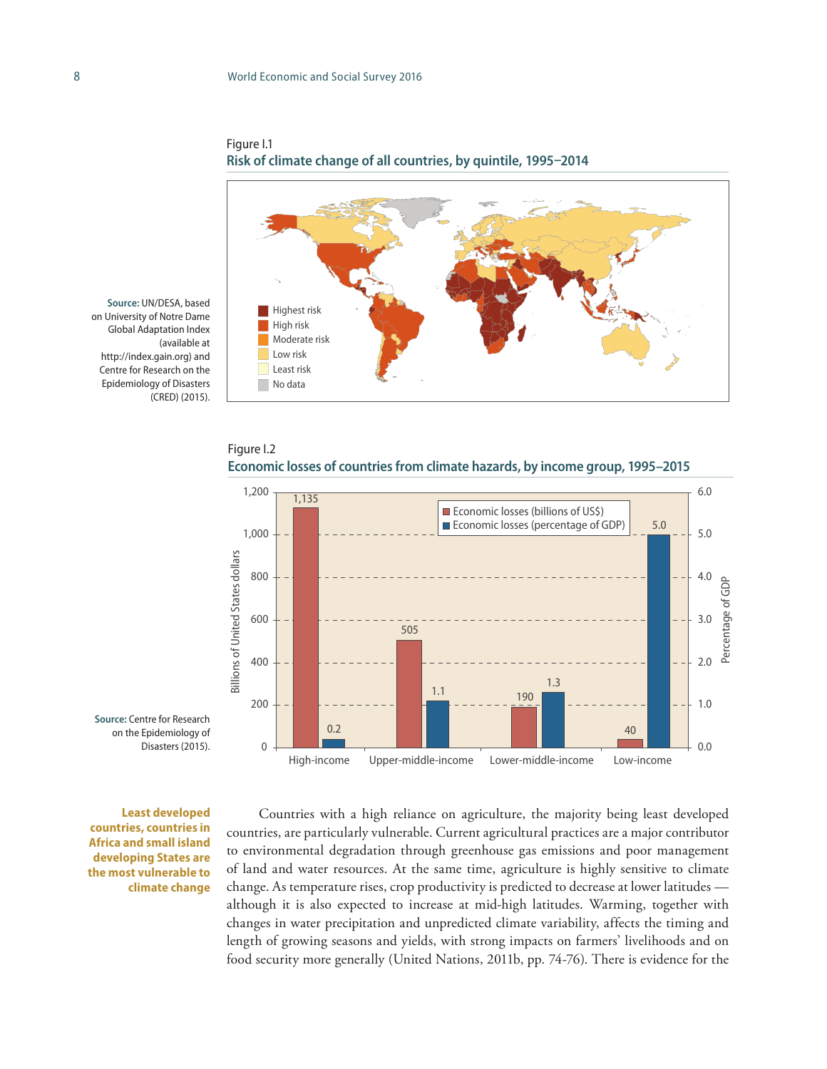Figure I.1

**Risk of climate change of all countries, by quintile, 1995–2014**

Highest risk
High risk
Moderate risk
Low risk
Least risk
No data

**Source:** UN/DESA, based on University of Notre Dame Global Adaptation Index (available at http://index.gain.org) and Centre for Research on the Epidemiology of Disasters (CRED) (2015).

Figure I.2

**Economic losses of countries from climate hazards, by income group, 1995–2015**

| Income group | Economic losses (billions of US$) | Economic losses (percentage of GDP) |
|---|---|---|
| High-income | 1,135 | 0.2 |
| Upper-middle-income | 505 | 1.1 |
| Lower-middle-income | 190 | 1.3 |
| Low-income | 40 | 5.0 |

**Source:** Centre for Research on the Epidemiology of Disasters (2015).

**Least developed countries, countries in Africa and small island developing States are the most vulnerable to climate change**

Countries with a high reliance on agriculture, the majority being least developed countries, are particularly vulnerable. Current agricultural practices are a major contributor to environmental degradation through greenhouse gas emissions and poor management of land and water resources. At the same time, agriculture is highly sensitive to climate change. As temperature rises, crop productivity is predicted to decrease at lower latitudes — although it is also expected to increase at mid-high latitudes. Warming, together with changes in water precipitation and unpredicted climate variability, affects the timing and length of growing seasons and yields, with strong impacts on farmers' livelihoods and on food security more generally (United Nations, 2011b, pp. 74-76). There is evidence for the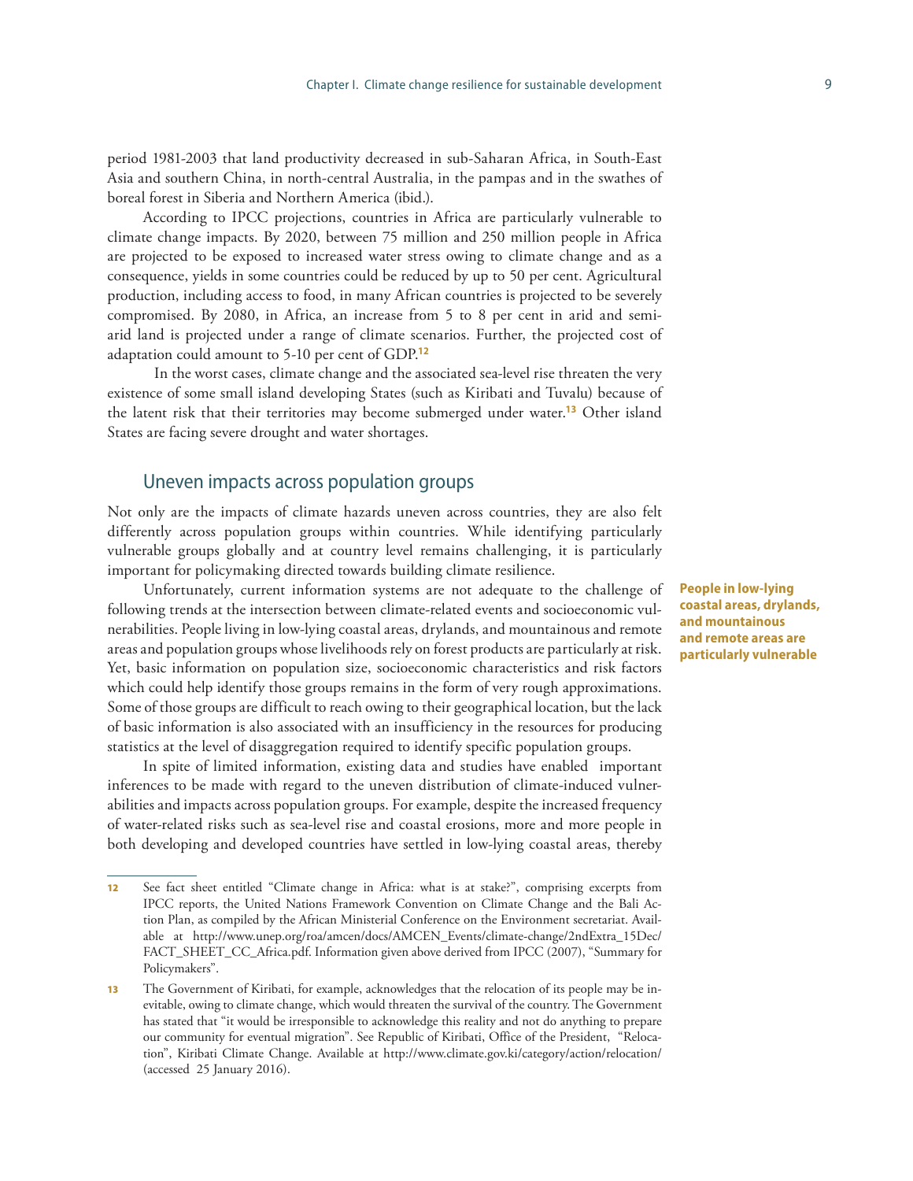period 1981-2003 that land productivity decreased in sub-Saharan Africa, in South-East Asia and southern China, in north-central Australia, in the pampas and in the swathes of boreal forest in Siberia and Northern America (ibid.).

According to IPCC projections, countries in Africa are particularly vulnerable to climate change impacts. By 2020, between 75 million and 250 million people in Africa are projected to be exposed to increased water stress owing to climate change and as a consequence, yields in some countries could be reduced by up to 50 per cent. Agricultural production, including access to food, in many African countries is projected to be severely compromised. By 2080, in Africa, an increase from 5 to 8 per cent in arid and semi-arid land is projected under a range of climate scenarios. Further, the projected cost of adaptation could amount to 5-10 per cent of GDP.[12]

In the worst cases, climate change and the associated sea-level rise threaten the very existence of some small island developing States (such as Kiribati and Tuvalu) because of the latent risk that their territories may become submerged under water.[13] Other island States are facing severe drought and water shortages.

## Uneven impacts across population groups

Not only are the impacts of climate hazards uneven across countries, they are also felt differently across population groups within countries. While identifying particularly vulnerable groups globally and at country level remains challenging, it is particularly important for policymaking directed towards building climate resilience.

**People in low-lying coastal areas, drylands, and mountainous and remote areas are particularly vulnerable**

Unfortunately, current information systems are not adequate to the challenge of following trends at the intersection between climate-related events and socioeconomic vulnerabilities. People living in low-lying coastal areas, drylands, and mountainous and remote areas and population groups whose livelihoods rely on forest products are particularly at risk. Yet, basic information on population size, socioeconomic characteristics and risk factors which could help identify those groups remains in the form of very rough approximations. Some of those groups are difficult to reach owing to their geographical location, but the lack of basic information is also associated with an insufficiency in the resources for producing statistics at the level of disaggregation required to identify specific population groups.

In spite of limited information, existing data and studies have enabled important inferences to be made with regard to the uneven distribution of climate-induced vulnerabilities and impacts across population groups. For example, despite the increased frequency of water-related risks such as sea-level rise and coastal erosions, more and more people in both developing and developed countries have settled in low-lying coastal areas, thereby

---

[12] See fact sheet entitled "Climate change in Africa: what is at stake?", comprising excerpts from IPCC reports, the United Nations Framework Convention on Climate Change and the Bali Action Plan, as compiled by the African Ministerial Conference on the Environment secretariat. Available at http://www.unep.org/roa/amcen/docs/AMCEN_Events/climate-change/2ndExtra_15Dec/FACT_SHEET_CC_Africa.pdf. Information given above derived from IPCC (2007), "Summary for Policymakers".

[13] The Government of Kiribati, for example, acknowledges that the relocation of its people may be inevitable, owing to climate change, which would threaten the survival of the country. The Government has stated that "it would be irresponsible to acknowledge this reality and not do anything to prepare our community for eventual migration". See Republic of Kiribati, Office of the President, "Relocation", Kiribati Climate Change. Available at http://www.climate.gov.ki/category/action/relocation/ (accessed 25 January 2016).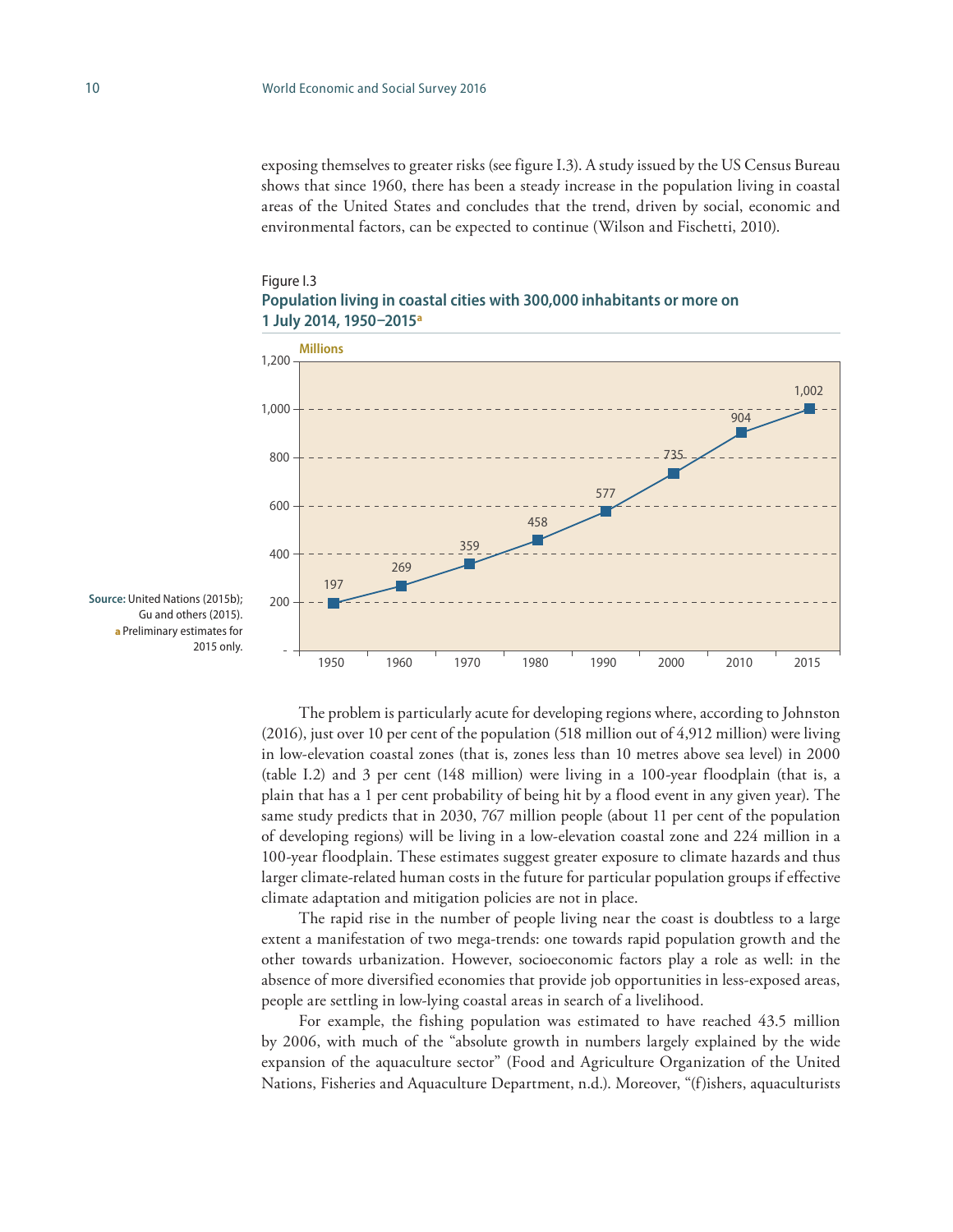exposing themselves to greater risks (see figure I.3). A study issued by the US Census Bureau shows that since 1960, there has been a steady increase in the population living in coastal areas of the United States and concludes that the trend, driven by social, economic and environmental factors, can be expected to continue (Wilson and Fischetti, 2010).

Figure I.3

**Population living in coastal cities with 300,000 inhabitants or more on 1 July 2014, 1950–2015[a]**

| Year | Millions |
|---|---|
| 1950 | 197 |
| 1960 | 269 |
| 1970 | 359 |
| 1980 | 458 |
| 1990 | 577 |
| 2000 | 735 |
| 2010 | 904 |
| 2015 | 1,002 |

**Source:** United Nations (2015b); Gu and others (2015).

a Preliminary estimates for 2015 only.

The problem is particularly acute for developing regions where, according to Johnston (2016), just over 10 per cent of the population (518 million out of 4,912 million) were living in low-elevation coastal zones (that is, zones less than 10 metres above sea level) in 2000 (table I.2) and 3 per cent (148 million) were living in a 100-year floodplain (that is, a plain that has a 1 per cent probability of being hit by a flood event in any given year). The same study predicts that in 2030, 767 million people (about 11 per cent of the population of developing regions) will be living in a low-elevation coastal zone and 224 million in a 100-year floodplain. These estimates suggest greater exposure to climate hazards and thus larger climate-related human costs in the future for particular population groups if effective climate adaptation and mitigation policies are not in place.

The rapid rise in the number of people living near the coast is doubtless to a large extent a manifestation of two mega-trends: one towards rapid population growth and the other towards urbanization. However, socioeconomic factors play a role as well: in the absence of more diversified economies that provide job opportunities in less-exposed areas, people are settling in low-lying coastal areas in search of a livelihood.

For example, the fishing population was estimated to have reached 43.5 million by 2006, with much of the "absolute growth in numbers largely explained by the wide expansion of the aquaculture sector" (Food and Agriculture Organization of the United Nations, Fisheries and Aquaculture Department, n.d.). Moreover, "(f)ishers, aquaculturists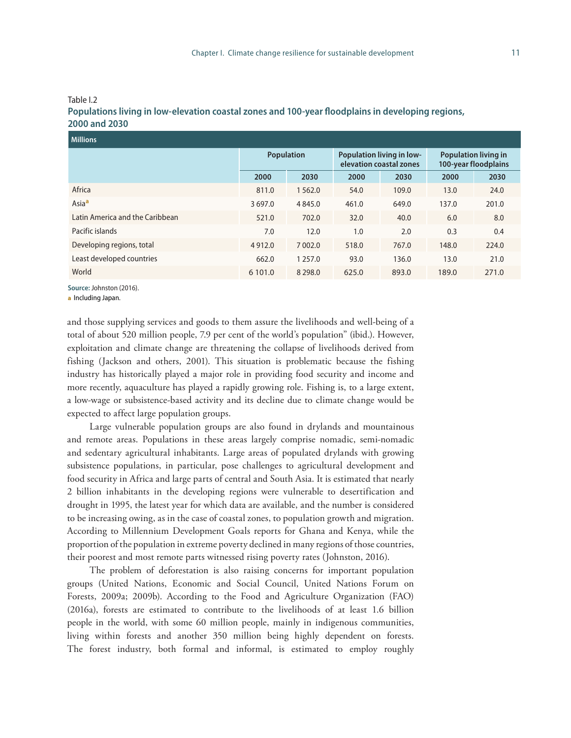Table I.2

**Populations living in low-elevation coastal zones and 100-year floodplains in developing regions, 2000 and 2030**

| Millions | Population | | Population living in low-elevation coastal zones | | Population living in 100-year floodplains | |
|---|---|---|---|---|---|---|
| | 2000 | 2030 | 2000 | 2030 | 2000 | 2030 |
| Africa | 811.0 | 1 562.0 | 54.0 | 109.0 | 13.0 | 24.0 |
| Asia[a] | 3 697.0 | 4 845.0 | 461.0 | 649.0 | 137.0 | 201.0 |
| Latin America and the Caribbean | 521.0 | 702.0 | 32.0 | 40.0 | 6.0 | 8.0 |
| Pacific islands | 7.0 | 12.0 | 1.0 | 2.0 | 0.3 | 0.4 |
| Developing regions, total | 4 912.0 | 7 002.0 | 518.0 | 767.0 | 148.0 | 224.0 |
| Least developed countries | 662.0 | 1 257.0 | 93.0 | 136.0 | 13.0 | 21.0 |
| World | 6 101.0 | 8 298.0 | 625.0 | 893.0 | 189.0 | 271.0 |

**Source:** Johnston (2016).

a Including Japan.

and those supplying services and goods to them assure the livelihoods and well-being of a total of about 520 million people, 7.9 per cent of the world's population" (ibid.). However, exploitation and climate change are threatening the collapse of livelihoods derived from fishing (Jackson and others, 2001). This situation is problematic because the fishing industry has historically played a major role in providing food security and income and more recently, aquaculture has played a rapidly growing role. Fishing is, to a large extent, a low-wage or subsistence-based activity and its decline due to climate change would be expected to affect large population groups.

Large vulnerable population groups are also found in drylands and mountainous and remote areas. Populations in these areas largely comprise nomadic, semi-nomadic and sedentary agricultural inhabitants. Large areas of populated drylands with growing subsistence populations, in particular, pose challenges to agricultural development and food security in Africa and large parts of central and South Asia. It is estimated that nearly 2 billion inhabitants in the developing regions were vulnerable to desertification and drought in 1995, the latest year for which data are available, and the number is considered to be increasing owing, as in the case of coastal zones, to population growth and migration. According to Millennium Development Goals reports for Ghana and Kenya, while the proportion of the population in extreme poverty declined in many regions of those countries, their poorest and most remote parts witnessed rising poverty rates (Johnston, 2016).

The problem of deforestation is also raising concerns for important population groups (United Nations, Economic and Social Council, United Nations Forum on Forests, 2009a; 2009b). According to the Food and Agriculture Organization (FAO) (2016a), forests are estimated to contribute to the livelihoods of at least 1.6 billion people in the world, with some 60 million people, mainly in indigenous communities, living within forests and another 350 million being highly dependent on forests. The forest industry, both formal and informal, is estimated to employ roughly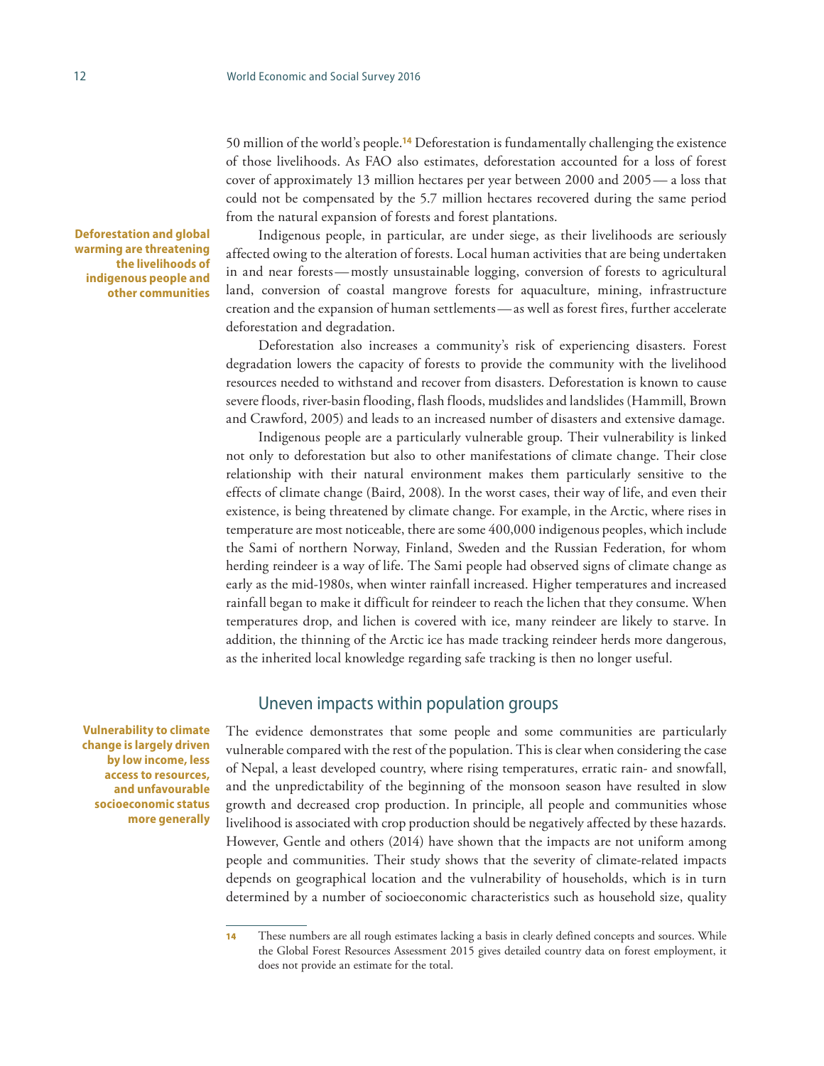50 million of the world's people.[14] Deforestation is fundamentally challenging the existence of those livelihoods. As FAO also estimates, deforestation accounted for a loss of forest cover of approximately 13 million hectares per year between 2000 and 2005 — a loss that could not be compensated by the 5.7 million hectares recovered during the same period from the natural expansion of forests and forest plantations.

**Deforestation and global warming are threatening the livelihoods of indigenous people and other communities**

Indigenous people, in particular, are under siege, as their livelihoods are seriously affected owing to the alteration of forests. Local human activities that are being undertaken in and near forests — mostly unsustainable logging, conversion of forests to agricultural land, conversion of coastal mangrove forests for aquaculture, mining, infrastructure creation and the expansion of human settlements — as well as forest fires, further accelerate deforestation and degradation.

Deforestation also increases a community's risk of experiencing disasters. Forest degradation lowers the capacity of forests to provide the community with the livelihood resources needed to withstand and recover from disasters. Deforestation is known to cause severe floods, river-basin flooding, flash floods, mudslides and landslides (Hammill, Brown and Crawford, 2005) and leads to an increased number of disasters and extensive damage.

Indigenous people are a particularly vulnerable group. Their vulnerability is linked not only to deforestation but also to other manifestations of climate change. Their close relationship with their natural environment makes them particularly sensitive to the effects of climate change (Baird, 2008). In the worst cases, their way of life, and even their existence, is being threatened by climate change. For example, in the Arctic, where rises in temperature are most noticeable, there are some 400,000 indigenous peoples, which include the Sami of northern Norway, Finland, Sweden and the Russian Federation, for whom herding reindeer is a way of life. The Sami people had observed signs of climate change as early as the mid-1980s, when winter rainfall increased. Higher temperatures and increased rainfall began to make it difficult for reindeer to reach the lichen that they consume. When temperatures drop, and lichen is covered with ice, many reindeer are likely to starve. In addition, the thinning of the Arctic ice has made tracking reindeer herds more dangerous, as the inherited local knowledge regarding safe tracking is then no longer useful.

## Uneven impacts within population groups

**Vulnerability to climate change is largely driven by low income, less access to resources, and unfavourable socioeconomic status more generally**

The evidence demonstrates that some people and some communities are particularly vulnerable compared with the rest of the population. This is clear when considering the case of Nepal, a least developed country, where rising temperatures, erratic rain- and snowfall, and the unpredictability of the beginning of the monsoon season have resulted in slow growth and decreased crop production. In principle, all people and communities whose livelihood is associated with crop production should be negatively affected by these hazards. However, Gentle and others (2014) have shown that the impacts are not uniform among people and communities. Their study shows that the severity of climate-related impacts depends on geographical location and the vulnerability of households, which is in turn determined by a number of socioeconomic characteristics such as household size, quality

---

14 These numbers are all rough estimates lacking a basis in clearly defined concepts and sources. While the Global Forest Resources Assessment 2015 gives detailed country data on forest employment, it does not provide an estimate for the total.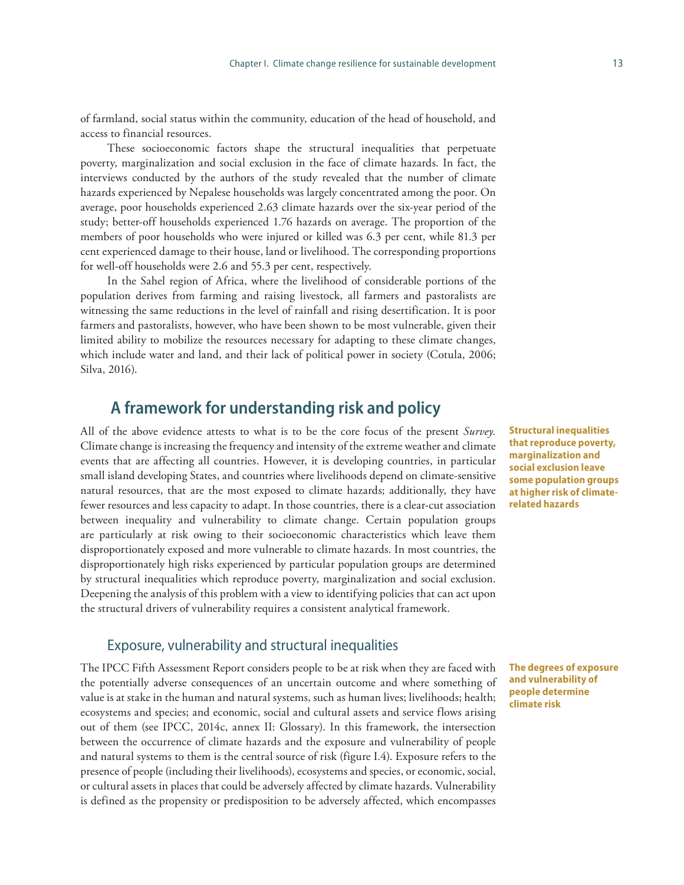of farmland, social status within the community, education of the head of household, and access to financial resources.

These socioeconomic factors shape the structural inequalities that perpetuate poverty, marginalization and social exclusion in the face of climate hazards. In fact, the interviews conducted by the authors of the study revealed that the number of climate hazards experienced by Nepalese households was largely concentrated among the poor. On average, poor households experienced 2.63 climate hazards over the six-year period of the study; better-off households experienced 1.76 hazards on average. The proportion of the members of poor households who were injured or killed was 6.3 per cent, while 81.3 per cent experienced damage to their house, land or livelihood. The corresponding proportions for well-off households were 2.6 and 55.3 per cent, respectively.

In the Sahel region of Africa, where the livelihood of considerable portions of the population derives from farming and raising livestock, all farmers and pastoralists are witnessing the same reductions in the level of rainfall and rising desertification. It is poor farmers and pastoralists, however, who have been shown to be most vulnerable, given their limited ability to mobilize the resources necessary for adapting to these climate changes, which include water and land, and their lack of political power in society (Cotula, 2006; Silva, 2016).

## A framework for understanding risk and policy

**Structural inequalities that reproduce poverty, marginalization and social exclusion leave some population groups at higher risk of climate-related hazards**

All of the above evidence attests to what is to be the core focus of the present *Survey.* Climate change is increasing the frequency and intensity of the extreme weather and climate events that are affecting all countries. However, it is developing countries, in particular small island developing States, and countries where livelihoods depend on climate-sensitive natural resources, that are the most exposed to climate hazards; additionally, they have fewer resources and less capacity to adapt. In those countries, there is a clear-cut association between inequality and vulnerability to climate change. Certain population groups are particularly at risk owing to their socioeconomic characteristics which leave them disproportionately exposed and more vulnerable to climate hazards. In most countries, the disproportionately high risks experienced by particular population groups are determined by structural inequalities which reproduce poverty, marginalization and social exclusion. Deepening the analysis of this problem with a view to identifying policies that can act upon the structural drivers of vulnerability requires a consistent analytical framework.

### Exposure, vulnerability and structural inequalities

**The degrees of exposure and vulnerability of people determine climate risk**

The IPCC Fifth Assessment Report considers people to be at risk when they are faced with the potentially adverse consequences of an uncertain outcome and where something of value is at stake in the human and natural systems, such as human lives; livelihoods; health; ecosystems and species; and economic, social and cultural assets and service flows arising out of them (see IPCC, 2014c, annex II: Glossary). In this framework, the intersection between the occurrence of climate hazards and the exposure and vulnerability of people and natural systems to them is the central source of risk (figure I.4). Exposure refers to the presence of people (including their livelihoods), ecosystems and species, or economic, social, or cultural assets in places that could be adversely affected by climate hazards. Vulnerability is defined as the propensity or predisposition to be adversely affected, which encompasses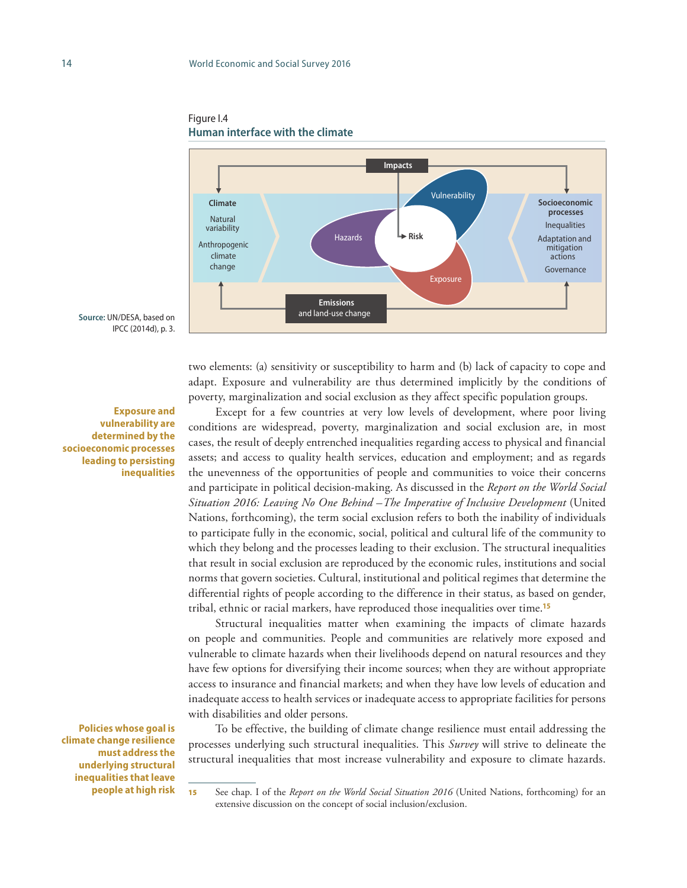Figure I.4
**Human interface with the climate**

Climate: Natural variability; Anthropogenic climate change

Impacts — Hazards, Vulnerability, Exposure → Risk

Socioeconomic processes: Inequalities; Adaptation and mitigation actions; Governance

Emissions and land-use change

**Source:** UN/DESA, based on IPCC (2014d), p. 3.

two elements: (a) sensitivity or susceptibility to harm and (b) lack of capacity to cope and adapt. Exposure and vulnerability are thus determined implicitly by the conditions of poverty, marginalization and social exclusion as they affect specific population groups.

**Exposure and vulnerability are determined by the socioeconomic processes leading to persisting inequalities**

Except for a few countries at very low levels of development, where poor living conditions are widespread, poverty, marginalization and social exclusion are, in most cases, the result of deeply entrenched inequalities regarding access to physical and financial assets; and access to quality health services, education and employment; and as regards the unevenness of the opportunities of people and communities to voice their concerns and participate in political decision-making. As discussed in the *Report on the World Social Situation 2016: Leaving No One Behind – The Imperative of Inclusive Development* (United Nations, forthcoming), the term social exclusion refers to both the inability of individuals to participate fully in the economic, social, political and cultural life of the community to which they belong and the processes leading to their exclusion. The structural inequalities that result in social exclusion are reproduced by the economic rules, institutions and social norms that govern societies. Cultural, institutional and political regimes that determine the differential rights of people according to the difference in their status, as based on gender, tribal, ethnic or racial markers, have reproduced those inequalities over time.[15]

Structural inequalities matter when examining the impacts of climate hazards on people and communities. People and communities are relatively more exposed and vulnerable to climate hazards when their livelihoods depend on natural resources and they have few options for diversifying their income sources; when they are without appropriate access to insurance and financial markets; and when they have low levels of education and inadequate access to health services or inadequate access to appropriate facilities for persons with disabilities and older persons.

**Policies whose goal is climate change resilience must address the underlying structural inequalities that leave people at high risk**

To be effective, the building of climate change resilience must entail addressing the processes underlying such structural inequalities. This *Survey* will strive to delineate the structural inequalities that most increase vulnerability and exposure to climate hazards.

---

15 See chap. I of the *Report on the World Social Situation 2016* (United Nations, forthcoming) for an extensive discussion on the concept of social inclusion/exclusion.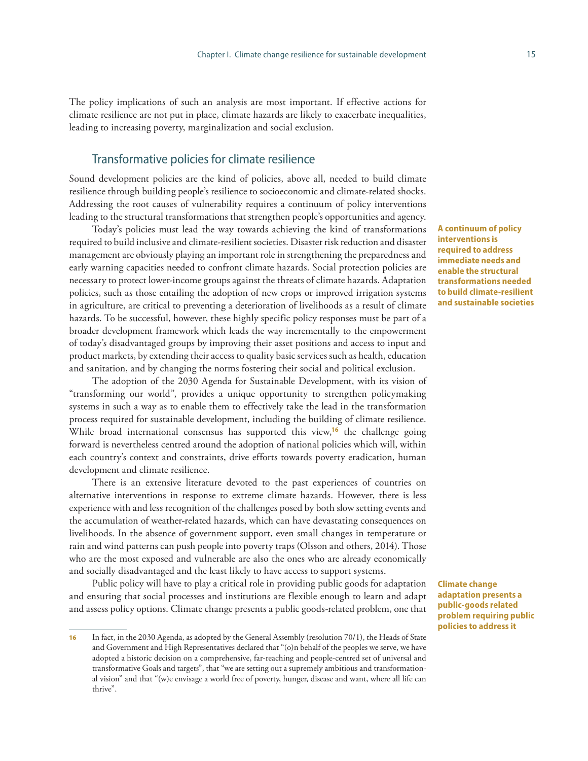The policy implications of such an analysis are most important. If effective actions for climate resilience are not put in place, climate hazards are likely to exacerbate inequalities, leading to increasing poverty, marginalization and social exclusion.

## Transformative policies for climate resilience

Sound development policies are the kind of policies, above all, needed to build climate resilience through building people's resilience to socioeconomic and climate-related shocks. Addressing the root causes of vulnerability requires a continuum of policy interventions leading to the structural transformations that strengthen people's opportunities and agency.

**A continuum of policy interventions is required to address immediate needs and enable the structural transformations needed to build climate-resilient and sustainable societies**

Today's policies must lead the way towards achieving the kind of transformations required to build inclusive and climate-resilient societies. Disaster risk reduction and disaster management are obviously playing an important role in strengthening the preparedness and early warning capacities needed to confront climate hazards. Social protection policies are necessary to protect lower-income groups against the threats of climate hazards. Adaptation policies, such as those entailing the adoption of new crops or improved irrigation systems in agriculture, are critical to preventing a deterioration of livelihoods as a result of climate hazards. To be successful, however, these highly specific policy responses must be part of a broader development framework which leads the way incrementally to the empowerment of today's disadvantaged groups by improving their asset positions and access to input and product markets, by extending their access to quality basic services such as health, education and sanitation, and by changing the norms fostering their social and political exclusion.

The adoption of the 2030 Agenda for Sustainable Development, with its vision of "transforming our world", provides a unique opportunity to strengthen policymaking systems in such a way as to enable them to effectively take the lead in the transformation process required for sustainable development, including the building of climate resilience. While broad international consensus has supported this view,[16] the challenge going forward is nevertheless centred around the adoption of national policies which will, within each country's context and constraints, drive efforts towards poverty eradication, human development and climate resilience.

There is an extensive literature devoted to the past experiences of countries on alternative interventions in response to extreme climate hazards. However, there is less experience with and less recognition of the challenges posed by both slow setting events and the accumulation of weather-related hazards, which can have devastating consequences on livelihoods. In the absence of government support, even small changes in temperature or rain and wind patterns can push people into poverty traps (Olsson and others, 2014). Those who are the most exposed and vulnerable are also the ones who are already economically and socially disadvantaged and the least likely to have access to support systems.

**Climate change adaptation presents a public-goods related problem requiring public policies to address it**

Public policy will have to play a critical role in providing public goods for adaptation and ensuring that social processes and institutions are flexible enough to learn and adapt and assess policy options. Climate change presents a public goods-related problem, one that

---

16 In fact, in the 2030 Agenda, as adopted by the General Assembly (resolution 70/1), the Heads of State and Government and High Representatives declared that "(o)n behalf of the peoples we serve, we have adopted a historic decision on a comprehensive, far-reaching and people-centred set of universal and transformative Goals and targets", that "we are setting out a supremely ambitious and transformational vision" and that "(w)e envisage a world free of poverty, hunger, disease and want, where all life can thrive".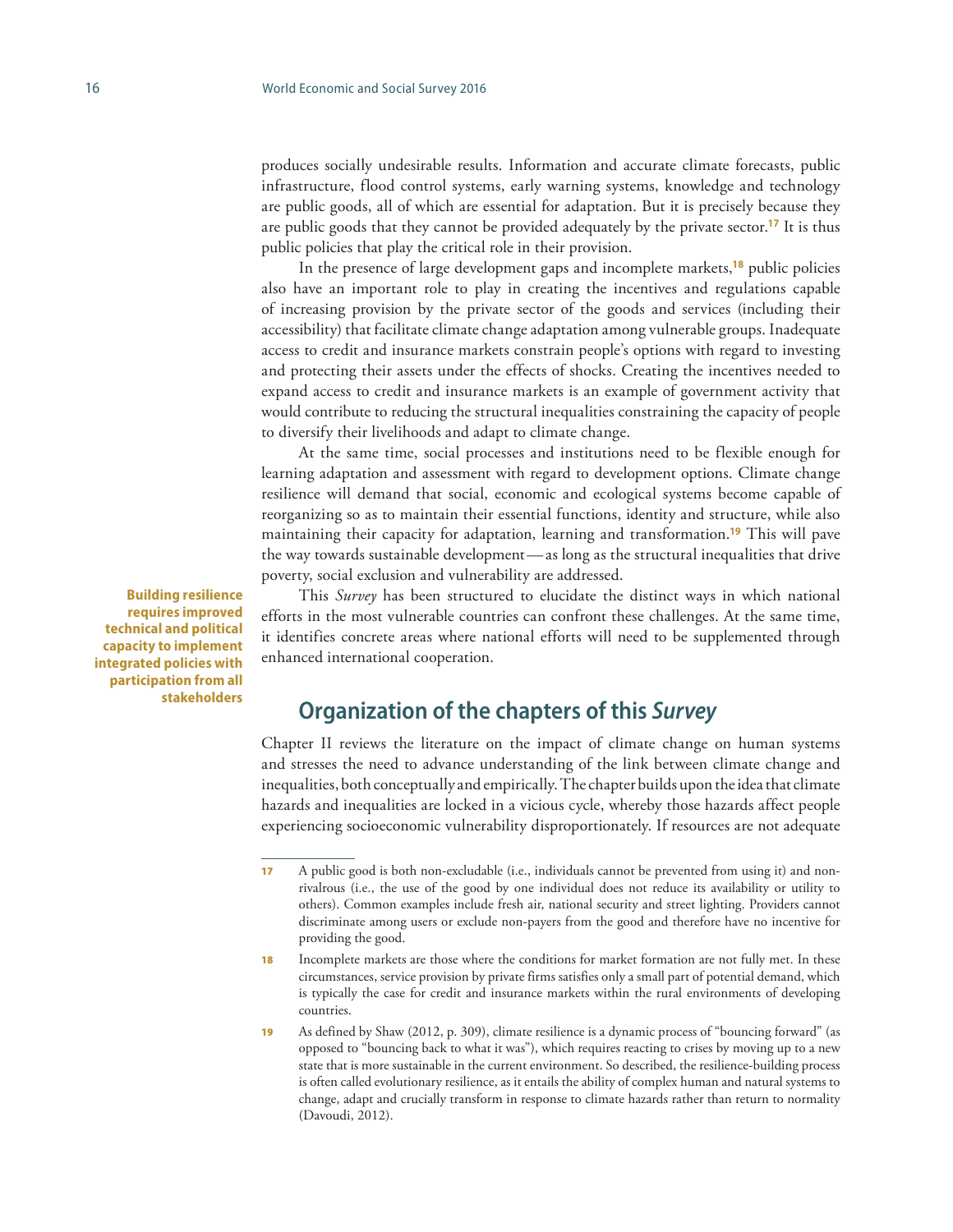produces socially undesirable results. Information and accurate climate forecasts, public infrastructure, flood control systems, early warning systems, knowledge and technology are public goods, all of which are essential for adaptation. But it is precisely because they are public goods that they cannot be provided adequately by the private sector.[17] It is thus public policies that play the critical role in their provision.

In the presence of large development gaps and incomplete markets,[18] public policies also have an important role to play in creating the incentives and regulations capable of increasing provision by the private sector of the goods and services (including their accessibility) that facilitate climate change adaptation among vulnerable groups. Inadequate access to credit and insurance markets constrain people's options with regard to investing and protecting their assets under the effects of shocks. Creating the incentives needed to expand access to credit and insurance markets is an example of government activity that would contribute to reducing the structural inequalities constraining the capacity of people to diversify their livelihoods and adapt to climate change.

At the same time, social processes and institutions need to be flexible enough for learning adaptation and assessment with regard to development options. Climate change resilience will demand that social, economic and ecological systems become capable of reorganizing so as to maintain their essential functions, identity and structure, while also maintaining their capacity for adaptation, learning and transformation.[19] This will pave the way towards sustainable development—as long as the structural inequalities that drive poverty, social exclusion and vulnerability are addressed.

**Building resilience requires improved technical and political capacity to implement integrated policies with participation from all stakeholders**

This *Survey* has been structured to elucidate the distinct ways in which national efforts in the most vulnerable countries can confront these challenges. At the same time, it identifies concrete areas where national efforts will need to be supplemented through enhanced international cooperation.

## Organization of the chapters of this *Survey*

Chapter II reviews the literature on the impact of climate change on human systems and stresses the need to advance understanding of the link between climate change and inequalities, both conceptually and empirically. The chapter builds upon the idea that climate hazards and inequalities are locked in a vicious cycle, whereby those hazards affect people experiencing socioeconomic vulnerability disproportionately. If resources are not adequate

---

[17] A public good is both non-excludable (i.e., individuals cannot be prevented from using it) and non-rivalrous (i.e., the use of the good by one individual does not reduce its availability or utility to others). Common examples include fresh air, national security and street lighting. Providers cannot discriminate among users or exclude non-payers from the good and therefore have no incentive for providing the good.

[18] Incomplete markets are those where the conditions for market formation are not fully met. In these circumstances, service provision by private firms satisfies only a small part of potential demand, which is typically the case for credit and insurance markets within the rural environments of developing countries.

[19] As defined by Shaw (2012, p. 309), climate resilience is a dynamic process of "bouncing forward" (as opposed to "bouncing back to what it was"), which requires reacting to crises by moving up to a new state that is more sustainable in the current environment. So described, the resilience-building process is often called evolutionary resilience, as it entails the ability of complex human and natural systems to change, adapt and crucially transform in response to climate hazards rather than return to normality (Davoudi, 2012).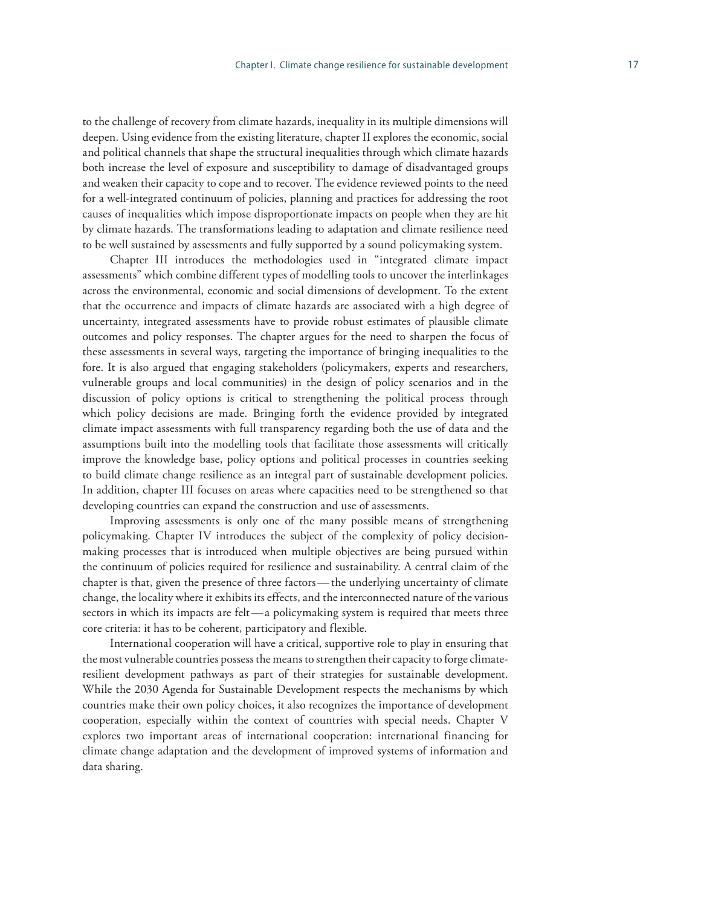to the challenge of recovery from climate hazards, inequality in its multiple dimensions will deepen. Using evidence from the existing literature, chapter II explores the economic, social and political channels that shape the structural inequalities through which climate hazards both increase the level of exposure and susceptibility to damage of disadvantaged groups and weaken their capacity to cope and to recover. The evidence reviewed points to the need for a well-integrated continuum of policies, planning and practices for addressing the root causes of inequalities which impose disproportionate impacts on people when they are hit by climate hazards. The transformations leading to adaptation and climate resilience need to be well sustained by assessments and fully supported by a sound policymaking system.

Chapter III introduces the methodologies used in "integrated climate impact assessments" which combine different types of modelling tools to uncover the interlinkages across the environmental, economic and social dimensions of development. To the extent that the occurrence and impacts of climate hazards are associated with a high degree of uncertainty, integrated assessments have to provide robust estimates of plausible climate outcomes and policy responses. The chapter argues for the need to sharpen the focus of these assessments in several ways, targeting the importance of bringing inequalities to the fore. It is also argued that engaging stakeholders (policymakers, experts and researchers, vulnerable groups and local communities) in the design of policy scenarios and in the discussion of policy options is critical to strengthening the political process through which policy decisions are made. Bringing forth the evidence provided by integrated climate impact assessments with full transparency regarding both the use of data and the assumptions built into the modelling tools that facilitate those assessments will critically improve the knowledge base, policy options and political processes in countries seeking to build climate change resilience as an integral part of sustainable development policies. In addition, chapter III focuses on areas where capacities need to be strengthened so that developing countries can expand the construction and use of assessments.

Improving assessments is only one of the many possible means of strengthening policymaking. Chapter IV introduces the subject of the complexity of policy decision-making processes that is introduced when multiple objectives are being pursued within the continuum of policies required for resilience and sustainability. A central claim of the chapter is that, given the presence of three factors—the underlying uncertainty of climate change, the locality where it exhibits its effects, and the interconnected nature of the various sectors in which its impacts are felt—a policymaking system is required that meets three core criteria: it has to be coherent, participatory and flexible.

International cooperation will have a critical, supportive role to play in ensuring that the most vulnerable countries possess the means to strengthen their capacity to forge climate-resilient development pathways as part of their strategies for sustainable development. While the 2030 Agenda for Sustainable Development respects the mechanisms by which countries make their own policy choices, it also recognizes the importance of development cooperation, especially within the context of countries with special needs. Chapter V explores two important areas of international cooperation: international financing for climate change adaptation and the development of improved systems of information and data sharing.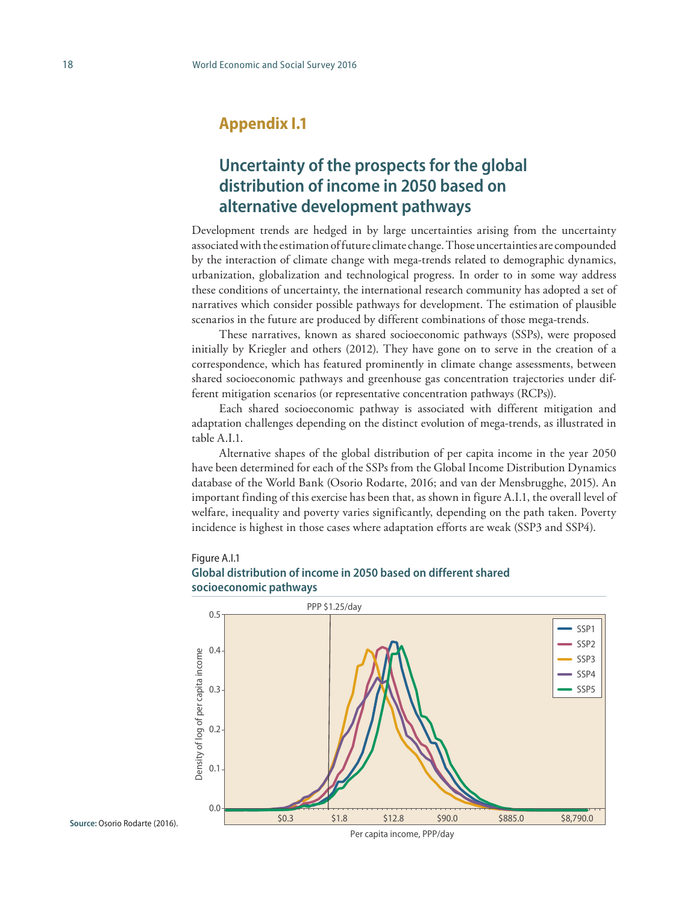## Appendix I.1

# Uncertainty of the prospects for the global distribution of income in 2050 based on alternative development pathways

Development trends are hedged in by large uncertainties arising from the uncertainty associated with the estimation of future climate change. Those uncertainties are compounded by the interaction of climate change with mega-trends related to demographic dynamics, urbanization, globalization and technological progress. In order to in some way address these conditions of uncertainty, the international research community has adopted a set of narratives which consider possible pathways for development. The estimation of plausible scenarios in the future are produced by different combinations of those mega-trends.

These narratives, known as shared socioeconomic pathways (SSPs), were proposed initially by Kriegler and others (2012). They have gone on to serve in the creation of a correspondence, which has featured prominently in climate change assessments, between shared socioeconomic pathways and greenhouse gas concentration trajectories under different mitigation scenarios (or representative concentration pathways (RCPs)).

Each shared socioeconomic pathway is associated with different mitigation and adaptation challenges depending on the distinct evolution of mega-trends, as illustrated in table A.I.1.

Alternative shapes of the global distribution of per capita income in the year 2050 have been determined for each of the SSPs from the Global Income Distribution Dynamics database of the World Bank (Osorio Rodarte, 2016; and van der Mensbrugghe, 2015). An important finding of this exercise has been that, as shown in figure A.I.1, the overall level of welfare, inequality and poverty varies significantly, depending on the path taken. Poverty incidence is highest in those cases where adaptation efforts are weak (SSP3 and SSP4).

Figure A.I.1

**Global distribution of income in 2050 based on different shared socioeconomic pathways**

**Source:** Osorio Rodarte (2016).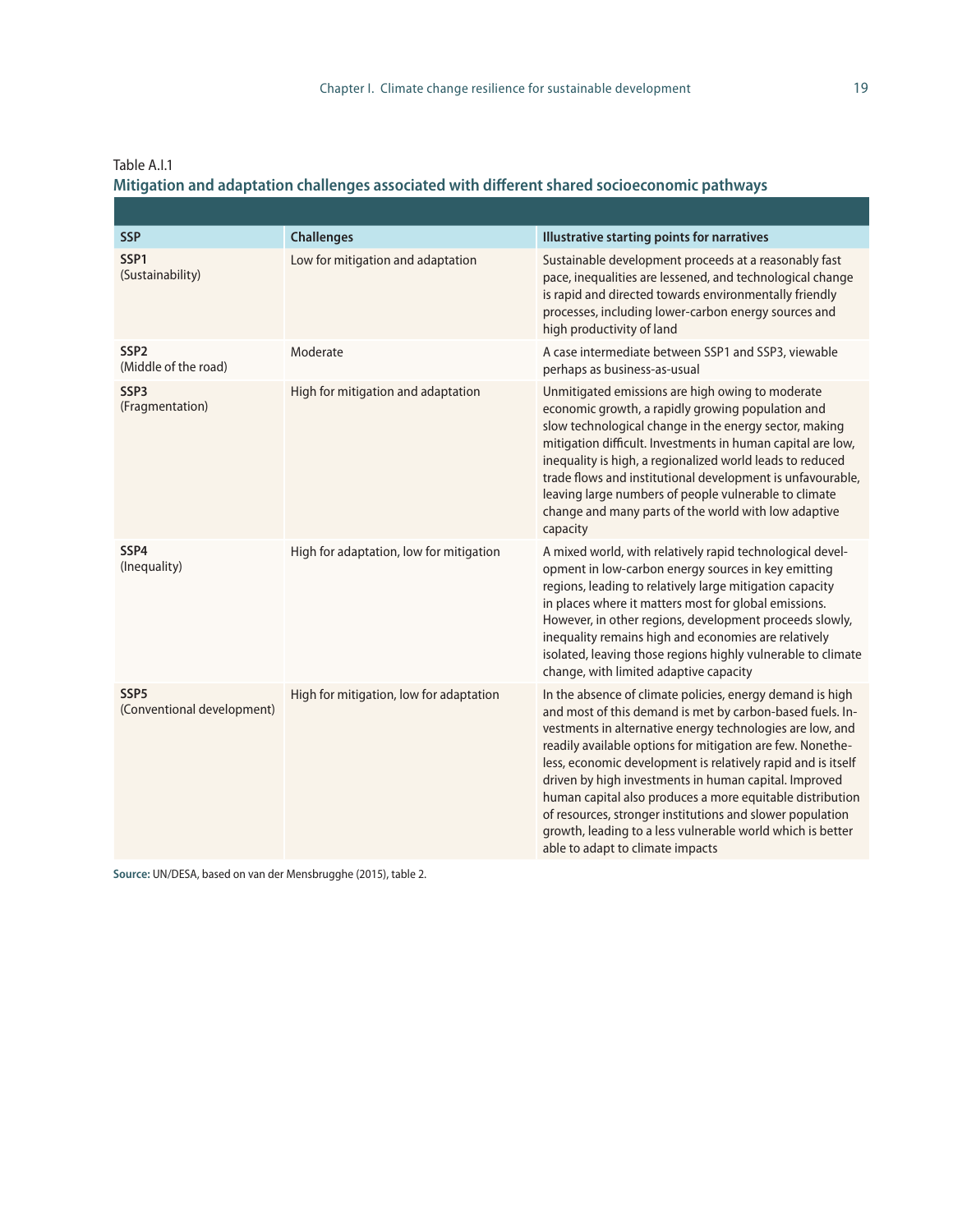Table A.I.1

**Mitigation and adaptation challenges associated with different shared socioeconomic pathways**

| SSP | Challenges | Illustrative starting points for narratives |
|---|---|---|
| **SSP1** (Sustainability) | Low for mitigation and adaptation | Sustainable development proceeds at a reasonably fast pace, inequalities are lessened, and technological change is rapid and directed towards environmentally friendly processes, including lower-carbon energy sources and high productivity of land |
| **SSP2** (Middle of the road) | Moderate | A case intermediate between SSP1 and SSP3, viewable perhaps as business-as-usual |
| **SSP3** (Fragmentation) | High for mitigation and adaptation | Unmitigated emissions are high owing to moderate economic growth, a rapidly growing population and slow technological change in the energy sector, making mitigation difficult. Investments in human capital are low, inequality is high, a regionalized world leads to reduced trade flows and institutional development is unfavourable, leaving large numbers of people vulnerable to climate change and many parts of the world with low adaptive capacity |
| **SSP4** (Inequality) | High for adaptation, low for mitigation | A mixed world, with relatively rapid technological development in low-carbon energy sources in key emitting regions, leading to relatively large mitigation capacity in places where it matters most for global emissions. However, in other regions, development proceeds slowly, inequality remains high and economies are relatively isolated, leaving those regions highly vulnerable to climate change, with limited adaptive capacity |
| **SSP5** (Conventional development) | High for mitigation, low for adaptation | In the absence of climate policies, energy demand is high and most of this demand is met by carbon-based fuels. Investments in alternative energy technologies are low, and readily available options for mitigation are few. Nonetheless, economic development is relatively rapid and is itself driven by high investments in human capital. Improved human capital also produces a more equitable distribution of resources, stronger institutions and slower population growth, leading to a less vulnerable world which is better able to adapt to climate impacts |

**Source:** UN/DESA, based on van der Mensbrugghe (2015), table 2.